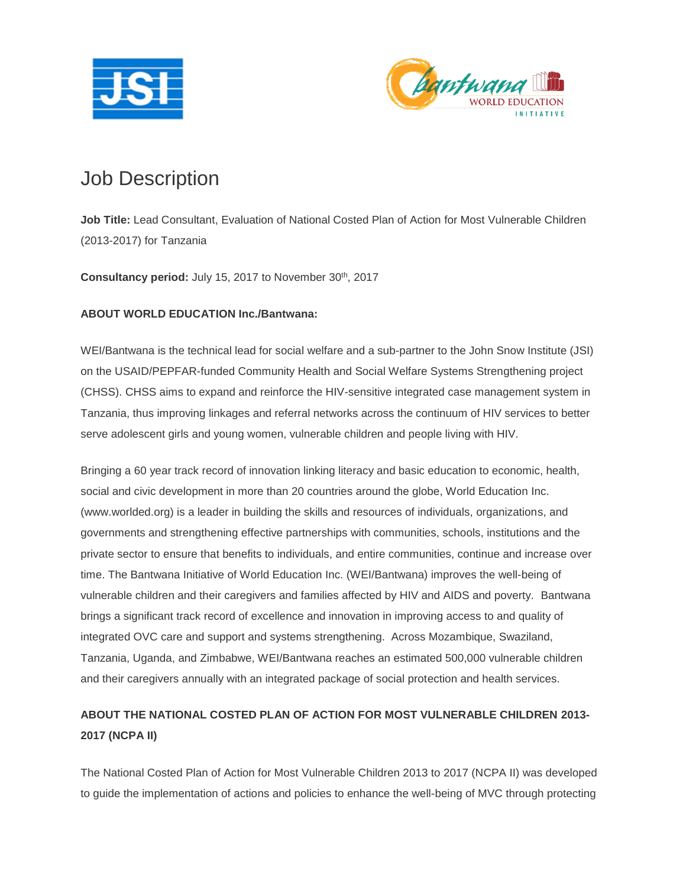# Job Description

**Job Title:** Lead Consultant, Evaluation of National Costed Plan of Action for Most Vulnerable Children (2013-2017) for Tanzania

**Consultancy period:** July 15, 2017 to November 30th, 2017

**ABOUT WORLD EDUCATION Inc./Bantwana:**

WEI/Bantwana is the technical lead for social welfare and a sub-partner to the John Snow Institute (JSI) on the USAID/PEPFAR-funded Community Health and Social Welfare Systems Strengthening project (CHSS). CHSS aims to expand and reinforce the HIV-sensitive integrated case management system in Tanzania, thus improving linkages and referral networks across the continuum of HIV services to better serve adolescent girls and young women, vulnerable children and people living with HIV.

Bringing a 60 year track record of innovation linking literacy and basic education to economic, health, social and civic development in more than 20 countries around the globe, World Education Inc. (www.worlded.org) is a leader in building the skills and resources of individuals, organizations, and governments and strengthening effective partnerships with communities, schools, institutions and the private sector to ensure that benefits to individuals, and entire communities, continue and increase over time. The Bantwana Initiative of World Education Inc. (WEI/Bantwana) improves the well-being of vulnerable children and their caregivers and families affected by HIV and AIDS and poverty. Bantwana brings a significant track record of excellence and innovation in improving access to and quality of integrated OVC care and support and systems strengthening. Across Mozambique, Swaziland, Tanzania, Uganda, and Zimbabwe, WEI/Bantwana reaches an estimated 500,000 vulnerable children and their caregivers annually with an integrated package of social protection and health services.

**ABOUT THE NATIONAL COSTED PLAN OF ACTION FOR MOST VULNERABLE CHILDREN 2013-2017 (NCPA II)**

The National Costed Plan of Action for Most Vulnerable Children 2013 to 2017 (NCPA II) was developed to guide the implementation of actions and policies to enhance the well-being of MVC through protecting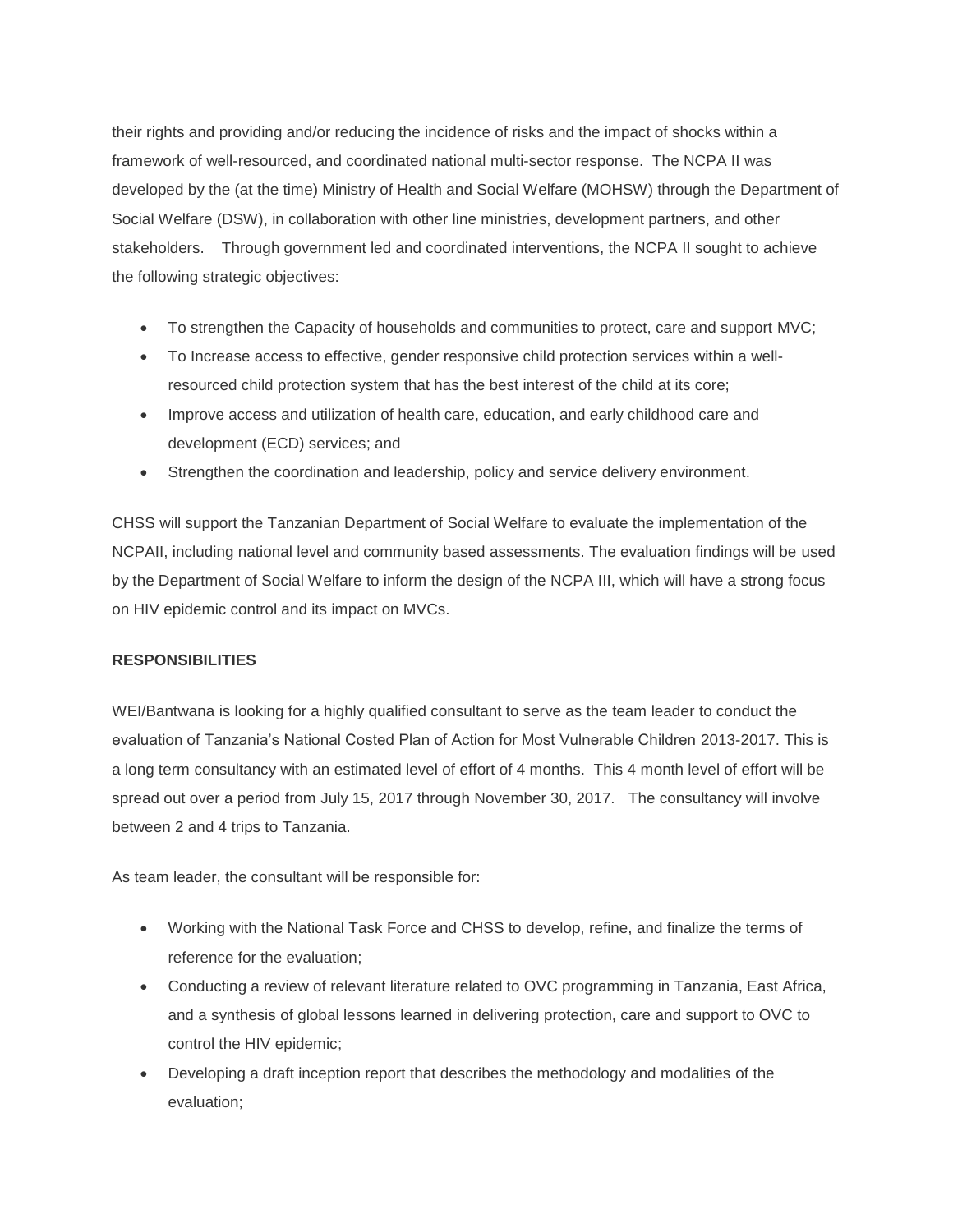their rights and providing and/or reducing the incidence of risks and the impact of shocks within a framework of well-resourced, and coordinated national multi-sector response. The NCPA II was developed by the (at the time) Ministry of Health and Social Welfare (MOHSW) through the Department of Social Welfare (DSW), in collaboration with other line ministries, development partners, and other stakeholders. Through government led and coordinated interventions, the NCPA II sought to achieve the following strategic objectives:

- To strengthen the Capacity of households and communities to protect, care and support MVC;
- To Increase access to effective, gender responsive child protection services within a well-resourced child protection system that has the best interest of the child at its core;
- Improve access and utilization of health care, education, and early childhood care and development (ECD) services; and
- Strengthen the coordination and leadership, policy and service delivery environment.

CHSS will support the Tanzanian Department of Social Welfare to evaluate the implementation of the NCPAII, including national level and community based assessments. The evaluation findings will be used by the Department of Social Welfare to inform the design of the NCPA III, which will have a strong focus on HIV epidemic control and its impact on MVCs.

**RESPONSIBILITIES**

WEI/Bantwana is looking for a highly qualified consultant to serve as the team leader to conduct the evaluation of Tanzania's National Costed Plan of Action for Most Vulnerable Children 2013-2017. This is a long term consultancy with an estimated level of effort of 4 months. This 4 month level of effort will be spread out over a period from July 15, 2017 through November 30, 2017. The consultancy will involve between 2 and 4 trips to Tanzania.

As team leader, the consultant will be responsible for:

- Working with the National Task Force and CHSS to develop, refine, and finalize the terms of reference for the evaluation;
- Conducting a review of relevant literature related to OVC programming in Tanzania, East Africa, and a synthesis of global lessons learned in delivering protection, care and support to OVC to control the HIV epidemic;
- Developing a draft inception report that describes the methodology and modalities of the evaluation;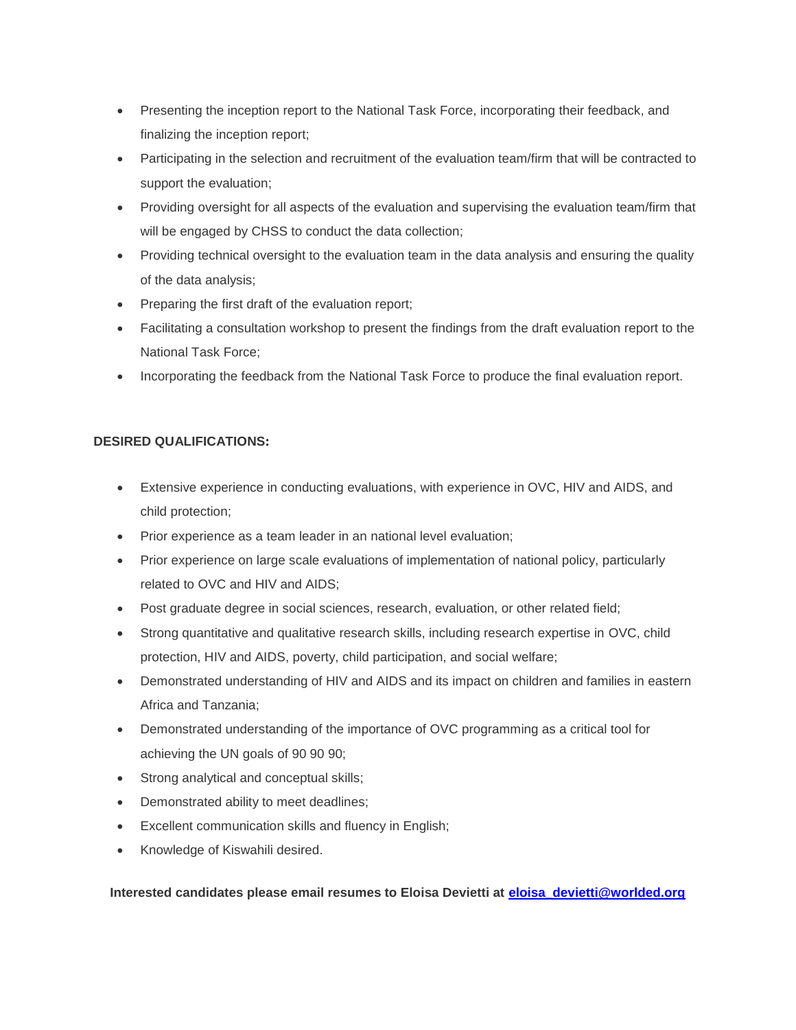- Presenting the inception report to the National Task Force, incorporating their feedback, and finalizing the inception report;
- Participating in the selection and recruitment of the evaluation team/firm that will be contracted to support the evaluation;
- Providing oversight for all aspects of the evaluation and supervising the evaluation team/firm that will be engaged by CHSS to conduct the data collection;
- Providing technical oversight to the evaluation team in the data analysis and ensuring the quality of the data analysis;
- Preparing the first draft of the evaluation report;
- Facilitating a consultation workshop to present the findings from the draft evaluation report to the National Task Force;
- Incorporating the feedback from the National Task Force to produce the final evaluation report.

**DESIRED QUALIFICATIONS:**

- Extensive experience in conducting evaluations, with experience in OVC, HIV and AIDS, and child protection;
- Prior experience as a team leader in an national level evaluation;
- Prior experience on large scale evaluations of implementation of national policy, particularly related to OVC and HIV and AIDS;
- Post graduate degree in social sciences, research, evaluation, or other related field;
- Strong quantitative and qualitative research skills, including research expertise in OVC, child protection, HIV and AIDS, poverty, child participation, and social welfare;
- Demonstrated understanding of HIV and AIDS and its impact on children and families in eastern Africa and Tanzania;
- Demonstrated understanding of the importance of OVC programming as a critical tool for achieving the UN goals of 90 90 90;
- Strong analytical and conceptual skills;
- Demonstrated ability to meet deadlines;
- Excellent communication skills and fluency in English;
- Knowledge of Kiswahili desired.

**Interested candidates please email resumes to Eloisa Devietti at [eloisa_devietti@worlded.org](mailto:eloisa_devietti@worlded.org)**